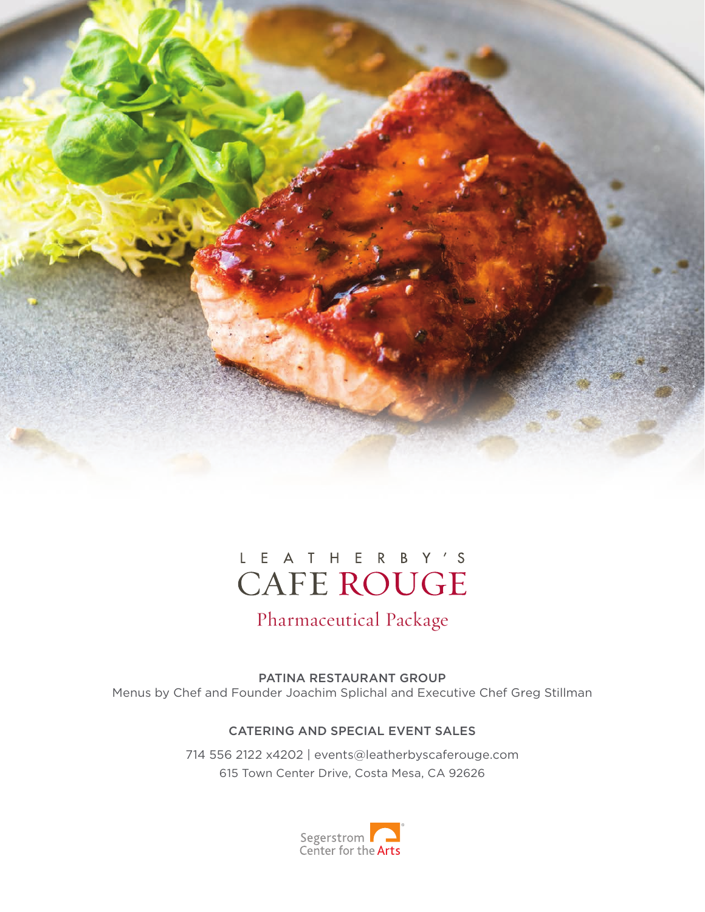# LEATHERBY'S CAFE ROUGE

## Pharmaceutical Package

PATINA RESTAURANT GROUP

Menus by Chef and Founder Joachim Splichal and Executive Chef Greg Stillman

CATERING AND SPECIAL EVENT SALES

714 556 2122 x4202 | events@leatherbyscaferouge.com

615 Town Center Drive, Costa Mesa, CA 92626

Segerstrom Center for the Arts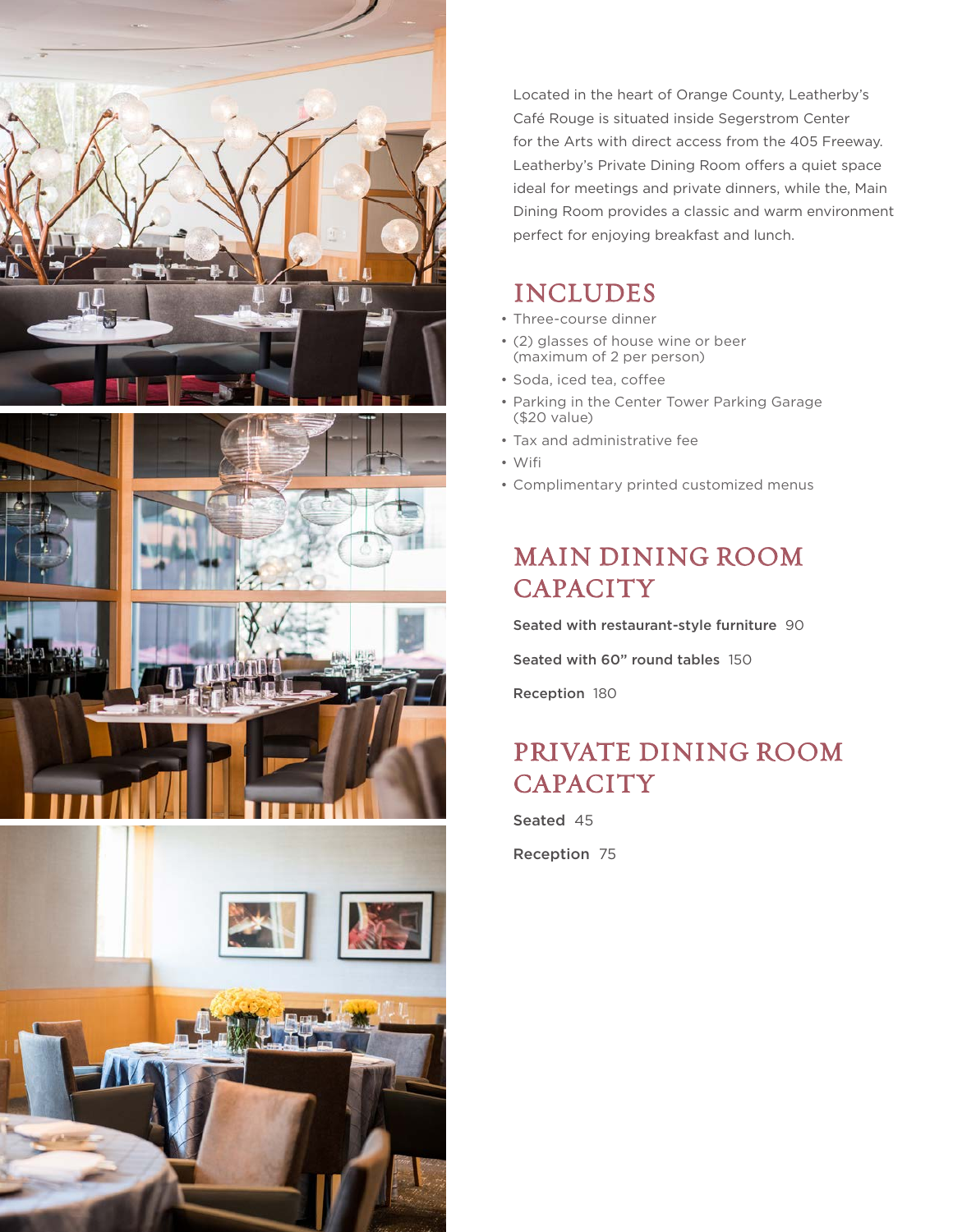Located in the heart of Orange County, Leatherby's Café Rouge is situated inside Segerstrom Center for the Arts with direct access from the 405 Freeway. Leatherby's Private Dining Room offers a quiet space ideal for meetings and private dinners, while the, Main Dining Room provides a classic and warm environment perfect for enjoying breakfast and lunch.

## INCLUDES

- Three-course dinner
- (2) glasses of house wine or beer (maximum of 2 per person)
- Soda, iced tea, coffee
- Parking in the Center Tower Parking Garage ($20 value)
- Tax and administrative fee
- Wifi
- Complimentary printed customized menus

## MAIN DINING ROOM CAPACITY

**Seated with restaurant-style furniture** 90

**Seated with 60" round tables** 150

**Reception** 180

## PRIVATE DINING ROOM CAPACITY

**Seated** 45

**Reception** 75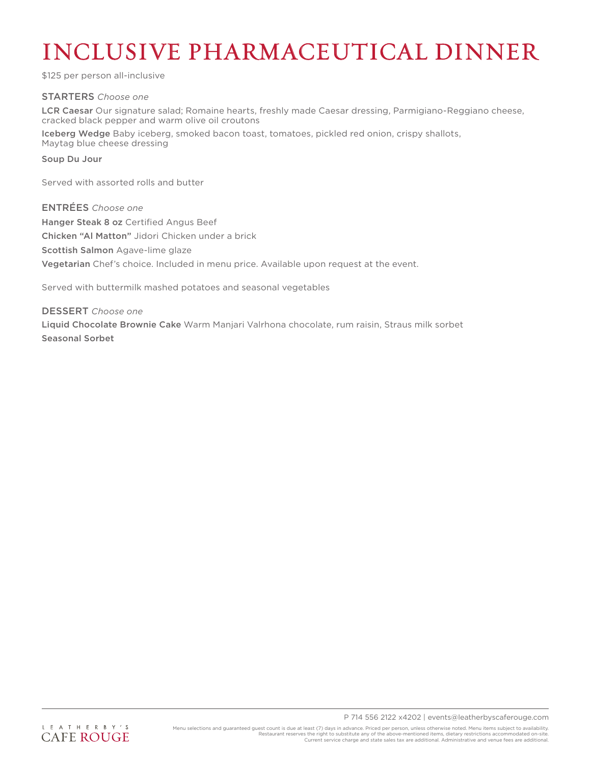# INCLUSIVE PHARMACEUTICAL DINNER

$125 per person all-inclusive

## STARTERS *Choose one*

**LCR Caesar** Our signature salad; Romaine hearts, freshly made Caesar dressing, Parmigiano-Reggiano cheese, cracked black pepper and warm olive oil croutons

**Iceberg Wedge** Baby iceberg, smoked bacon toast, tomatoes, pickled red onion, crispy shallots, Maytag blue cheese dressing

**Soup Du Jour**

Served with assorted rolls and butter

## ENTRÉES *Choose one*

**Hanger Steak 8 oz** Certified Angus Beef

**Chicken "Al Matton"** Jidori Chicken under a brick

**Scottish Salmon** Agave-lime glaze

**Vegetarian** Chef's choice. Included in menu price. Available upon request at the event.

Served with buttermilk mashed potatoes and seasonal vegetables

## DESSERT *Choose one*

**Liquid Chocolate Brownie Cake** Warm Manjari Valrhona chocolate, rum raisin, Straus milk sorbet

**Seasonal Sorbet**

---

P 714 556 2122 x4202 | events@leatherbyscaferouge.com

LEATHERBY'S CAFE ROUGE

Menu selections and guaranteed guest count is due at least (7) days in advance. Priced per person, unless otherwise noted. Menu items subject to availability. Restaurant reserves the right to substitute any of the above-mentioned items, dietary restrictions accommodated on-site. Current service charge and state sales tax are additional. Administrative and venue fees are additional.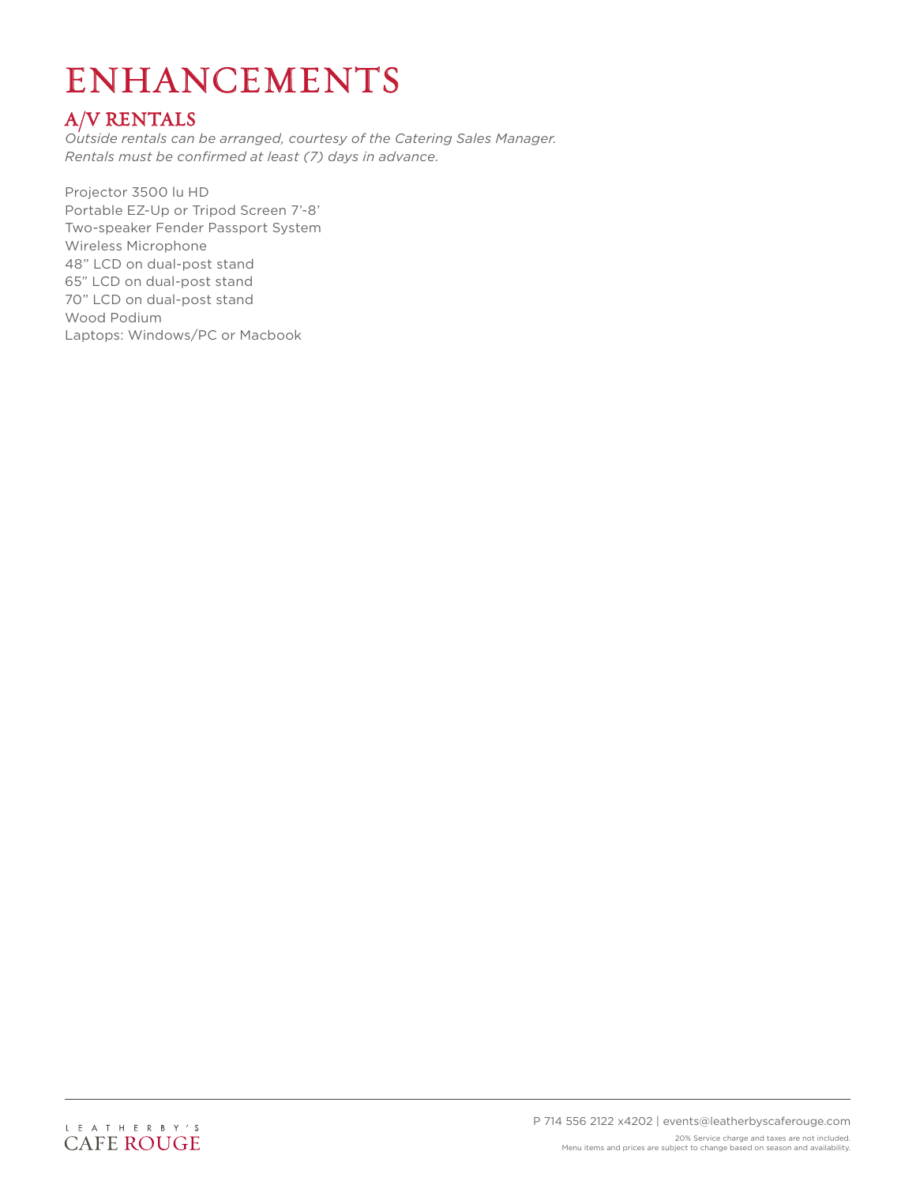# ENHANCEMENTS

## A/V RENTALS

*Outside rentals can be arranged, courtesy of the Catering Sales Manager.*
*Rentals must be confirmed at least (7) days in advance.*

Projector 3500 lu HD
Portable EZ-Up or Tripod Screen 7'-8'
Two-speaker Fender Passport System
Wireless Microphone
48" LCD on dual-post stand
65" LCD on dual-post stand
70" LCD on dual-post stand
Wood Podium
Laptops: Windows/PC or Macbook